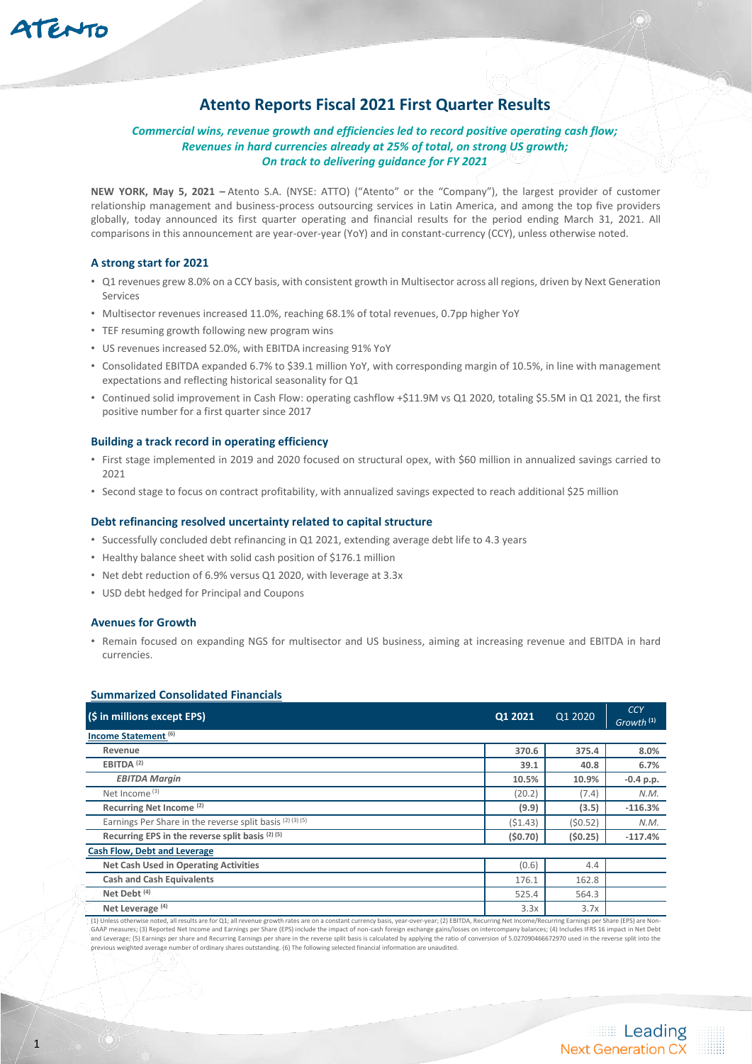# Atento Reports Fiscal 2021 First Quarter Results

***Commercial wins, revenue growth and efficiencies led to record positive operating cash flow;***
***Revenues in hard currencies already at 25% of total, on strong US growth;***
***On track to delivering guidance for FY 2021***

**NEW YORK, May 5, 2021 –** Atento S.A. (NYSE: ATTO) ("Atento" or the "Company"), the largest provider of customer relationship management and business-process outsourcing services in Latin America, and among the top five providers globally, today announced its first quarter operating and financial results for the period ending March 31, 2021. All comparisons in this announcement are year-over-year (YoY) and in constant-currency (CCY), unless otherwise noted.

### A strong start for 2021

- Q1 revenues grew 8.0% on a CCY basis, with consistent growth in Multisector across all regions, driven by Next Generation Services
- Multisector revenues increased 11.0%, reaching 68.1% of total revenues, 0.7pp higher YoY
- TEF resuming growth following new program wins
- US revenues increased 52.0%, with EBITDA increasing 91% YoY
- Consolidated EBITDA expanded 6.7% to $39.1 million YoY, with corresponding margin of 10.5%, in line with management expectations and reflecting historical seasonality for Q1
- Continued solid improvement in Cash Flow: operating cashflow +$11.9M vs Q1 2020, totaling $5.5M in Q1 2021, the first positive number for a first quarter since 2017

### Building a track record in operating efficiency

- First stage implemented in 2019 and 2020 focused on structural opex, with $60 million in annualized savings carried to 2021
- Second stage to focus on contract profitability, with annualized savings expected to reach additional $25 million

### Debt refinancing resolved uncertainty related to capital structure

- Successfully concluded debt refinancing in Q1 2021, extending average debt life to 4.3 years
- Healthy balance sheet with solid cash position of $176.1 million
- Net debt reduction of 6.9% versus Q1 2020, with leverage at 3.3x
- USD debt hedged for Principal and Coupons

### Avenues for Growth

- Remain focused on expanding NGS for multisector and US business, aiming at increasing revenue and EBITDA in hard currencies.

### Summarized Consolidated Financials

| ($ in millions except EPS) | Q1 2021 | Q1 2020 | *CCY Growth* [1] |
|---|---|---|---|
| **Income Statement** [6] | | | |
| **Revenue** | **370.6** | **375.4** | **8.0%** |
| **EBITDA** [2] | **39.1** | **40.8** | **6.7%** |
| ***EBITDA Margin*** | **10.5%** | **10.9%** | **-0.4 p.p.** |
| Net Income [3] | (20.2) | (7.4) | *N.M.* |
| **Recurring Net Income** [2] | **(9.9)** | **(3.5)** | **-116.3%** |
| Earnings Per Share in the reverse split basis [2] [3] [5] | ($1.43) | ($0.52) | *N.M.* |
| **Recurring EPS in the reverse split basis** [2] [5] | **($0.70)** | **($0.25)** | **-117.4%** |
| **Cash Flow, Debt and Leverage** | | | |
| **Net Cash Used in Operating Activities** | (0.6) | 4.4 | |
| **Cash and Cash Equivalents** | 176.1 | 162.8 | |
| **Net Debt** [4] | 525.4 | 564.3 | |
| **Net Leverage** [4] | 3.3x | 3.7x | |

(1) Unless otherwise noted, all results are for Q1; all revenue growth rates are on a constant currency basis, year-over-year; (2) EBITDA, Recurring Net Income/Recurring Earnings per Share (EPS) are Non-GAAP measures; (3) Reported Net Income and Earnings per Share (EPS) include the impact of non-cash foreign exchange gains/losses on intercompany balances; (4) Includes IFRS 16 impact in Net Debt and Leverage; (5) Earnings per share and Recurring Earnings per share in the reverse split basis is calculated by applying the ratio of conversion of 5.027090466672970 used in the reverse split into the previous weighted average number of ordinary shares outstanding. (6) The following selected financial information are unaudited.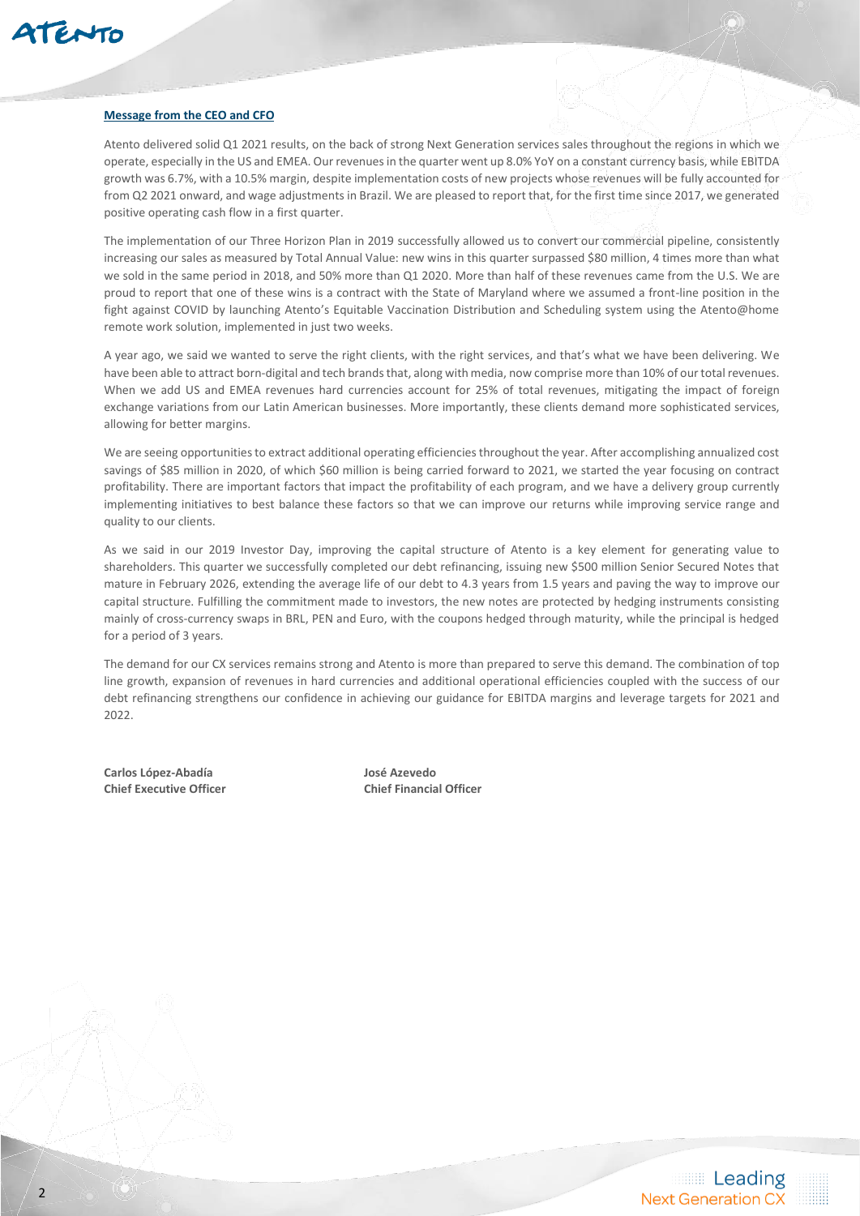## **Message from the CEO and CFO**

Atento delivered solid Q1 2021 results, on the back of strong Next Generation services sales throughout the regions in which we operate, especially in the US and EMEA. Our revenues in the quarter went up 8.0% YoY on a constant currency basis, while EBITDA growth was 6.7%, with a 10.5% margin, despite implementation costs of new projects whose revenues will be fully accounted for from Q2 2021 onward, and wage adjustments in Brazil. We are pleased to report that, for the first time since 2017, we generated positive operating cash flow in a first quarter.

The implementation of our Three Horizon Plan in 2019 successfully allowed us to convert our commercial pipeline, consistently increasing our sales as measured by Total Annual Value: new wins in this quarter surpassed \$80 million, 4 times more than what we sold in the same period in 2018, and 50% more than Q1 2020. More than half of these revenues came from the U.S. We are proud to report that one of these wins is a contract with the State of Maryland where we assumed a front-line position in the fight against COVID by launching Atento's Equitable Vaccination Distribution and Scheduling system using the Atento@home remote work solution, implemented in just two weeks.

A year ago, we said we wanted to serve the right clients, with the right services, and that's what we have been delivering. We have been able to attract born-digital and tech brands that, along with media, now comprise more than 10% of our total revenues. When we add US and EMEA revenues hard currencies account for 25% of total revenues, mitigating the impact of foreign exchange variations from our Latin American businesses. More importantly, these clients demand more sophisticated services, allowing for better margins.

We are seeing opportunities to extract additional operating efficiencies throughout the year. After accomplishing annualized cost savings of \$85 million in 2020, of which \$60 million is being carried forward to 2021, we started the year focusing on contract profitability. There are important factors that impact the profitability of each program, and we have a delivery group currently implementing initiatives to best balance these factors so that we can improve our returns while improving service range and quality to our clients.

As we said in our 2019 Investor Day, improving the capital structure of Atento is a key element for generating value to shareholders. This quarter we successfully completed our debt refinancing, issuing new \$500 million Senior Secured Notes that mature in February 2026, extending the average life of our debt to 4.3 years from 1.5 years and paving the way to improve our capital structure. Fulfilling the commitment made to investors, the new notes are protected by hedging instruments consisting mainly of cross-currency swaps in BRL, PEN and Euro, with the coupons hedged through maturity, while the principal is hedged for a period of 3 years.

The demand for our CX services remains strong and Atento is more than prepared to serve this demand. The combination of top line growth, expansion of revenues in hard currencies and additional operational efficiencies coupled with the success of our debt refinancing strengthens our confidence in achieving our guidance for EBITDA margins and leverage targets for 2021 and 2022.

**Carlos López-Abadía**
**Chief Executive Officer**

**José Azevedo**
**Chief Financial Officer**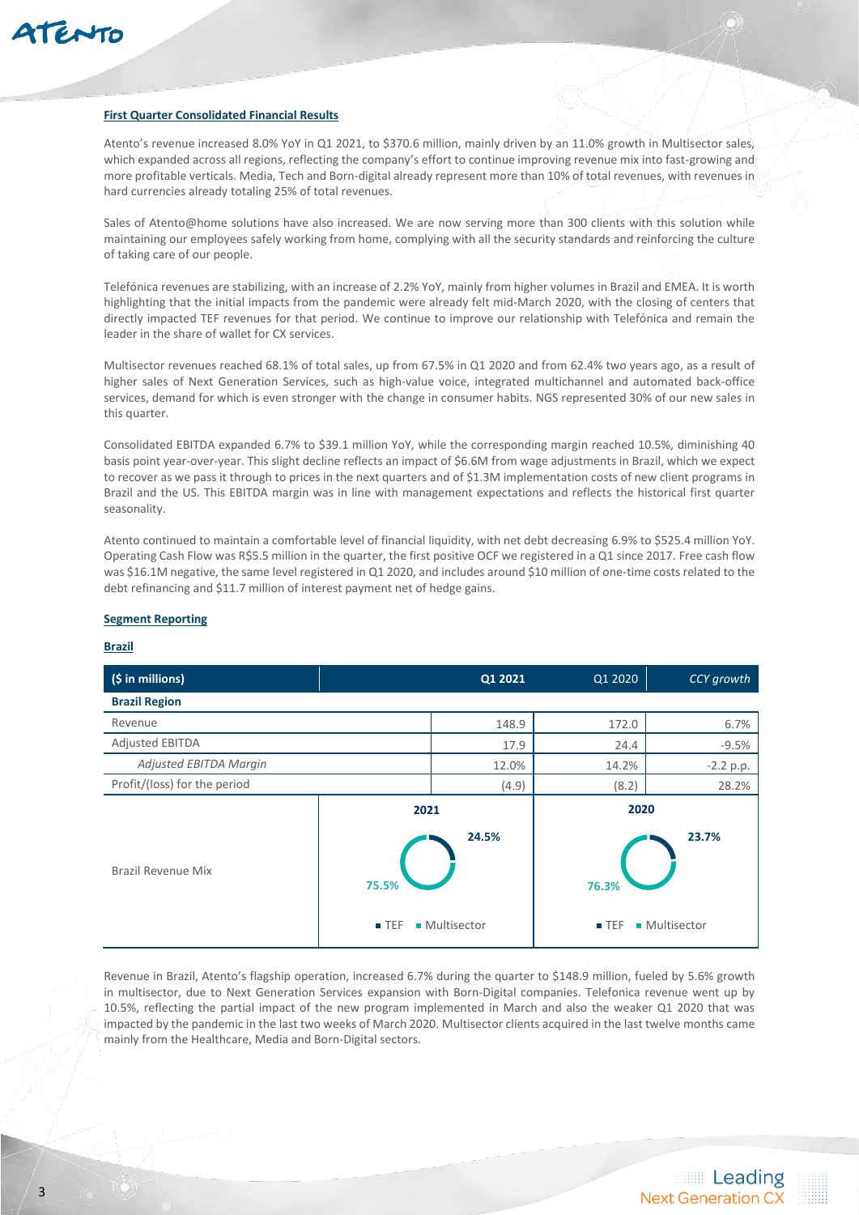**First Quarter Consolidated Financial Results**

Atento's revenue increased 8.0% YoY in Q1 2021, to $370.6 million, mainly driven by an 11.0% growth in Multisector sales, which expanded across all regions, reflecting the company's effort to continue improving revenue mix into fast-growing and more profitable verticals. Media, Tech and Born-digital already represent more than 10% of total revenues, with revenues in hard currencies already totaling 25% of total revenues.

Sales of Atento@home solutions have also increased. We are now serving more than 300 clients with this solution while maintaining our employees safely working from home, complying with all the security standards and reinforcing the culture of taking care of our people.

Telefónica revenues are stabilizing, with an increase of 2.2% YoY, mainly from higher volumes in Brazil and EMEA. It is worth highlighting that the initial impacts from the pandemic were already felt mid-March 2020, with the closing of centers that directly impacted TEF revenues for that period. We continue to improve our relationship with Telefónica and remain the leader in the share of wallet for CX services.

Multisector revenues reached 68.1% of total sales, up from 67.5% in Q1 2020 and from 62.4% two years ago, as a result of higher sales of Next Generation Services, such as high-value voice, integrated multichannel and automated back-office services, demand for which is even stronger with the change in consumer habits. NGS represented 30% of our new sales in this quarter.

Consolidated EBITDA expanded 6.7% to $39.1 million YoY, while the corresponding margin reached 10.5%, diminishing 40 basis point year-over-year. This slight decline reflects an impact of $6.6M from wage adjustments in Brazil, which we expect to recover as we pass it through to prices in the next quarters and of $1.3M implementation costs of new client programs in Brazil and the US. This EBITDA margin was in line with management expectations and reflects the historical first quarter seasonality.

Atento continued to maintain a comfortable level of financial liquidity, with net debt decreasing 6.9% to $525.4 million YoY. Operating Cash Flow was R$5.5 million in the quarter, the first positive OCF we registered in a Q1 since 2017. Free cash flow was $16.1M negative, the same level registered in Q1 2020, and includes around $10 million of one-time costs related to the debt refinancing and $11.7 million of interest payment net of hedge gains.

**Segment Reporting**

**Brazil**

| ($ in millions) | Q1 2021 | Q1 2020 | *CCY growth* |
|---|---|---|---|
| **Brazil Region** | | | |
| Revenue | 148.9 | 172.0 | 6.7% |
| Adjusted EBITDA | 17.9 | 24.4 | -9.5% |
| *Adjusted EBITDA Margin* | 12.0% | 14.2% | -2.2 p.p. |
| Profit/(loss) for the period | (4.9) | (8.2) | 28.2% |

| Brazil Revenue Mix | 2021 | 2020 |
|---|---|---|
| TEF | 24.5% | 23.7% |
| Multisector | 75.5% | 76.3% |

Revenue in Brazil, Atento's flagship operation, increased 6.7% during the quarter to $148.9 million, fueled by 5.6% growth in multisector, due to Next Generation Services expansion with Born-Digital companies. Telefonica revenue went up by 10.5%, reflecting the partial impact of the new program implemented in March and also the weaker Q1 2020 that was impacted by the pandemic in the last two weeks of March 2020. Multisector clients acquired in the last twelve months came mainly from the Healthcare, Media and Born-Digital sectors.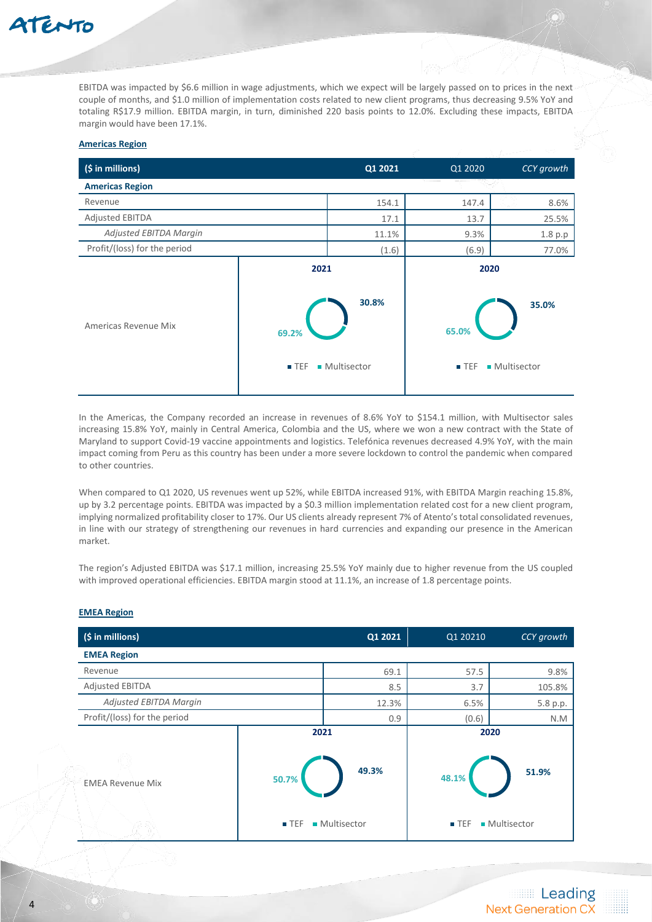EBITDA was impacted by $6.6 million in wage adjustments, which we expect will be largely passed on to prices in the next couple of months, and $1.0 million of implementation costs related to new client programs, thus decreasing 9.5% YoY and totaling R$17.9 million. EBITDA margin, in turn, diminished 220 basis points to 12.0%. Excluding these impacts, EBITDA margin would have been 17.1%.

**Americas Region**

| ($ in millions) | Q1 2021 | Q1 2020 | *CCY growth* |
|---|---|---|---|
| **Americas Region** | | | |
| Revenue | 154.1 | 147.4 | 8.6% |
| Adjusted EBITDA | 17.1 | 13.7 | 25.5% |
| *Adjusted EBITDA Margin* | 11.1% | 9.3% | 1.8 p.p |
| Profit/(loss) for the period | (1.6) | (6.9) | 77.0% |

| Americas Revenue Mix | 2021 | 2020 |
|---|---|---|
| TEF | 69.2% | 65.0% |
| Multisector | 30.8% | 35.0% |

In the Americas, the Company recorded an increase in revenues of 8.6% YoY to $154.1 million, with Multisector sales increasing 15.8% YoY, mainly in Central America, Colombia and the US, where we won a new contract with the State of Maryland to support Covid-19 vaccine appointments and logistics. Telefónica revenues decreased 4.9% YoY, with the main impact coming from Peru as this country has been under a more severe lockdown to control the pandemic when compared to other countries.

When compared to Q1 2020, US revenues went up 52%, while EBITDA increased 91%, with EBITDA Margin reaching 15.8%, up by 3.2 percentage points. EBITDA was impacted by a $0.3 million implementation related cost for a new client program, implying normalized profitability closer to 17%. Our US clients already represent 7% of Atento's total consolidated revenues, in line with our strategy of strengthening our revenues in hard currencies and expanding our presence in the American market.

The region's Adjusted EBITDA was $17.1 million, increasing 25.5% YoY mainly due to higher revenue from the US coupled with improved operational efficiencies. EBITDA margin stood at 11.1%, an increase of 1.8 percentage points.

**EMEA Region**

| ($ in millions) | Q1 2021 | Q1 20210 | *CCY growth* |
|---|---|---|---|
| **EMEA Region** | | | |
| Revenue | 69.1 | 57.5 | 9.8% |
| Adjusted EBITDA | 8.5 | 3.7 | 105.8% |
| *Adjusted EBITDA Margin* | 12.3% | 6.5% | 5.8 p.p. |
| Profit/(loss) for the period | 0.9 | (0.6) | N.M |

| EMEA Revenue Mix | 2021 | 2020 |
|---|---|---|
| TEF | 50.7% | 48.1% |
| Multisector | 49.3% | 51.9% |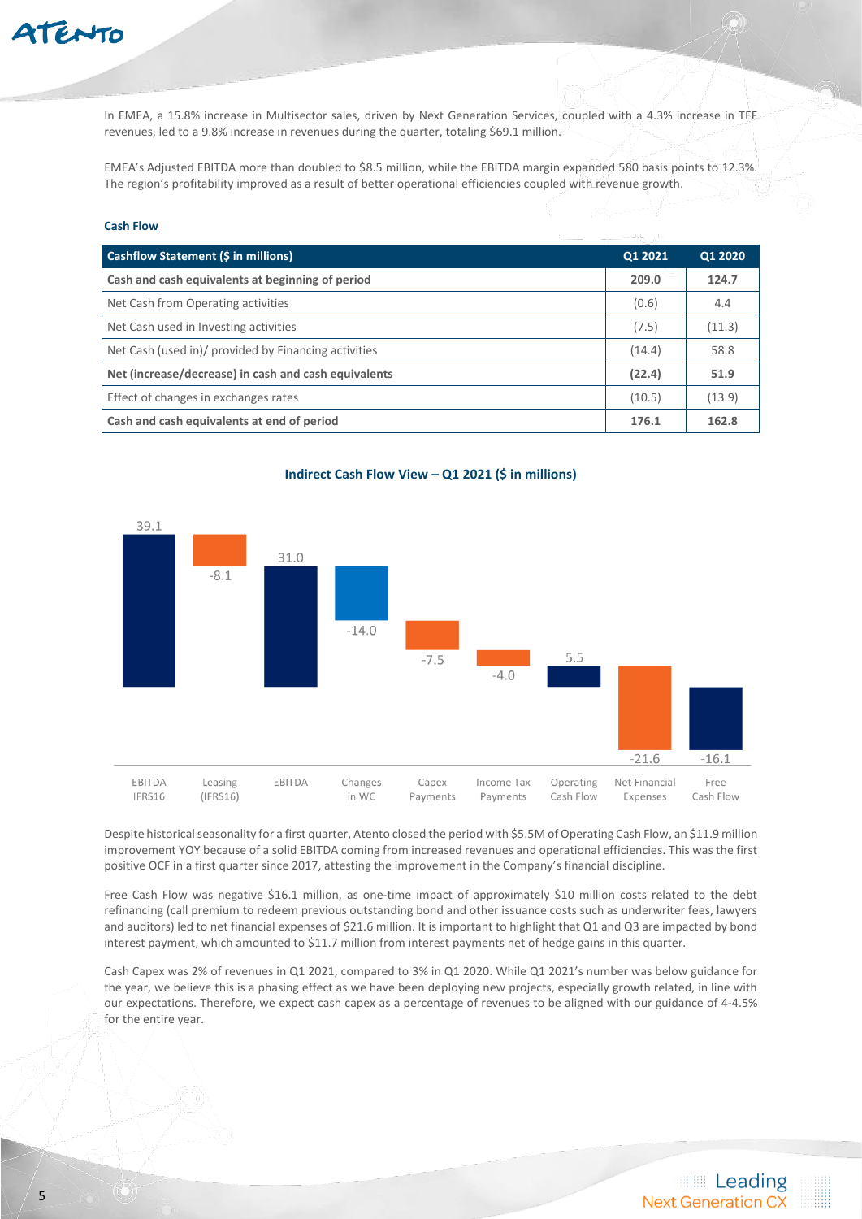In EMEA, a 15.8% increase in Multisector sales, driven by Next Generation Services, coupled with a 4.3% increase in TEF revenues, led to a 9.8% increase in revenues during the quarter, totaling $69.1 million.

EMEA's Adjusted EBITDA more than doubled to $8.5 million, while the EBITDA margin expanded 580 basis points to 12.3%. The region's profitability improved as a result of better operational efficiencies coupled with revenue growth.

**Cash Flow**

| Cashflow Statement ($ in millions) | Q1 2021 | Q1 2020 |
|---|---|---|
| **Cash and cash equivalents at beginning of period** | **209.0** | **124.7** |
| Net Cash from Operating activities | (0.6) | 4.4 |
| Net Cash used in Investing activities | (7.5) | (11.3) |
| Net Cash (used in)/ provided by Financing activities | (14.4) | 58.8 |
| **Net (increase/decrease) in cash and cash equivalents** | **(22.4)** | **51.9** |
| Effect of changes in exchanges rates | (10.5) | (13.9) |
| **Cash and cash equivalents at end of period** | **176.1** | **162.8** |

**Indirect Cash Flow View – Q1 2021 ($ in millions)**

| EBITDA IFRS16 | Leasing (IFRS16) | EBITDA | Changes in WC | Capex Payments | Income Tax Payments | Operating Cash Flow | Net Financial Expenses | Free Cash Flow |
|---|---|---|---|---|---|---|---|---|
| 39.1 | -8.1 | 31.0 | -14.0 | -7.5 | -4.0 | 5.5 | -21.6 | -16.1 |

Despite historical seasonality for a first quarter, Atento closed the period with $5.5M of Operating Cash Flow, an $11.9 million improvement YOY because of a solid EBITDA coming from increased revenues and operational efficiencies. This was the first positive OCF in a first quarter since 2017, attesting the improvement in the Company's financial discipline.

Free Cash Flow was negative $16.1 million, as one-time impact of approximately $10 million costs related to the debt refinancing (call premium to redeem previous outstanding bond and other issuance costs such as underwriter fees, lawyers and auditors) led to net financial expenses of $21.6 million. It is important to highlight that Q1 and Q3 are impacted by bond interest payment, which amounted to $11.7 million from interest payments net of hedge gains in this quarter.

Cash Capex was 2% of revenues in Q1 2021, compared to 3% in Q1 2020. While Q1 2021's number was below guidance for the year, we believe this is a phasing effect as we have been deploying new projects, especially growth related, in line with our expectations. Therefore, we expect cash capex as a percentage of revenues to be aligned with our guidance of 4-4.5% for the entire year.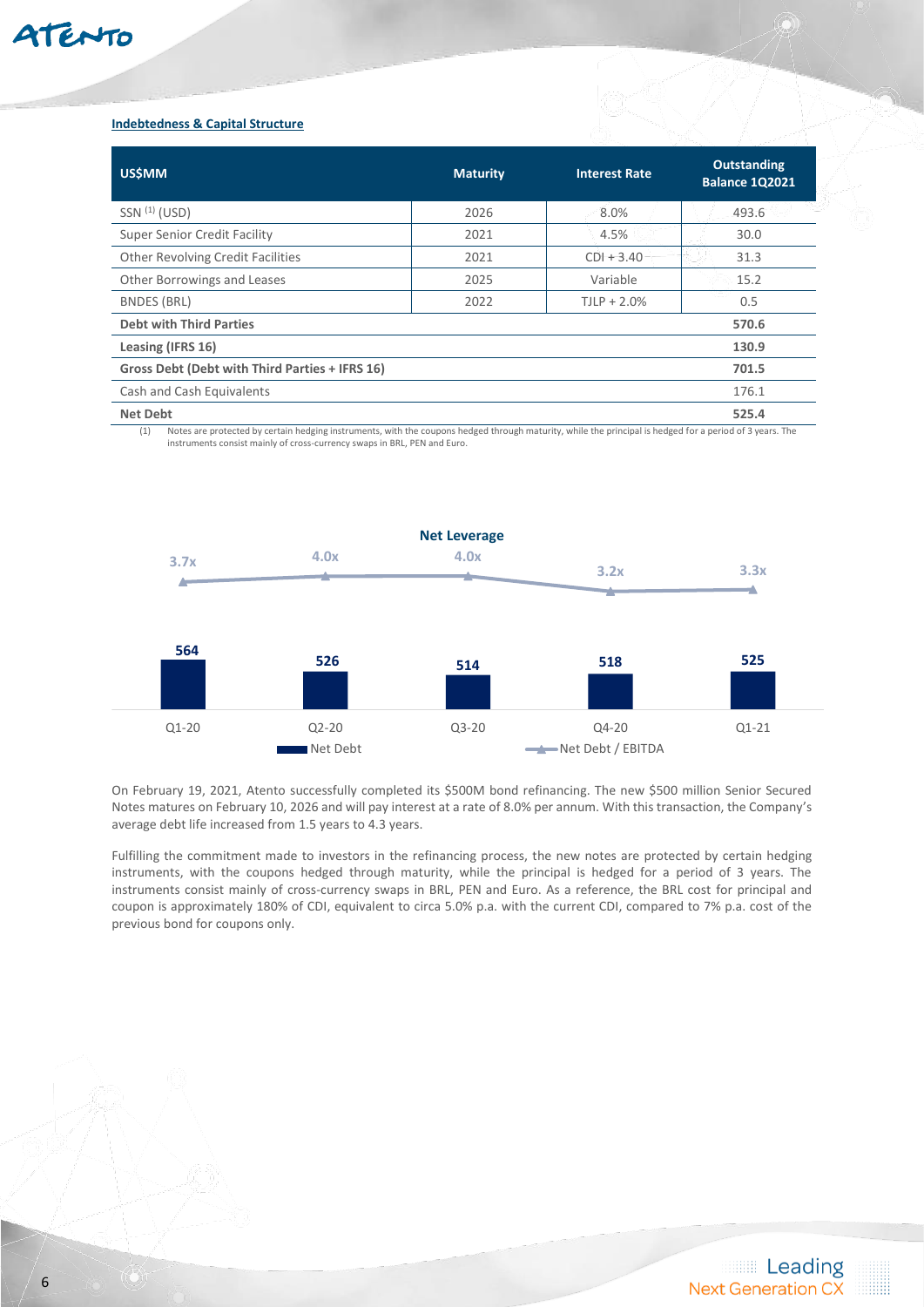**Indebtedness & Capital Structure**

| US$MM | Maturity | Interest Rate | Outstanding Balance 1Q2021 |
|---|---|---|---|
| SSN [1] (USD) | 2026 | 8.0% | 493.6 |
| Super Senior Credit Facility | 2021 | 4.5% | 30.0 |
| Other Revolving Credit Facilities | 2021 | CDI + 3.40 | 31.3 |
| Other Borrowings and Leases | 2025 | Variable | 15.2 |
| BNDES (BRL) | 2022 | TJLP + 2.0% | 0.5 |
| **Debt with Third Parties** | | | **570.6** |
| **Leasing (IFRS 16)** | | | **130.9** |
| **Gross Debt (Debt with Third Parties + IFRS 16)** | | | **701.5** |
| Cash and Cash Equivalents | | | 176.1 |
| **Net Debt** | | | **525.4** |

(1) Notes are protected by certain hedging instruments, with the coupons hedged through maturity, while the principal is hedged for a period of 3 years. The instruments consist mainly of cross-currency swaps in BRL, PEN and Euro.

**Net Leverage**

| | Q1-20 | Q2-20 | Q3-20 | Q4-20 | Q1-21 |
|---|---|---|---|---|---|
| Net Debt | 564 | 526 | 514 | 518 | 525 |
| Net Debt / EBITDA | 3.7x | 4.0x | 4.0x | 3.2x | 3.3x |

On February 19, 2021, Atento successfully completed its $500M bond refinancing. The new $500 million Senior Secured Notes matures on February 10, 2026 and will pay interest at a rate of 8.0% per annum. With this transaction, the Company's average debt life increased from 1.5 years to 4.3 years.

Fulfilling the commitment made to investors in the refinancing process, the new notes are protected by certain hedging instruments, with the coupons hedged through maturity, while the principal is hedged for a period of 3 years. The instruments consist mainly of cross-currency swaps in BRL, PEN and Euro. As a reference, the BRL cost for principal and coupon is approximately 180% of CDI, equivalent to circa 5.0% p.a. with the current CDI, compared to 7% p.a. cost of the previous bond for coupons only.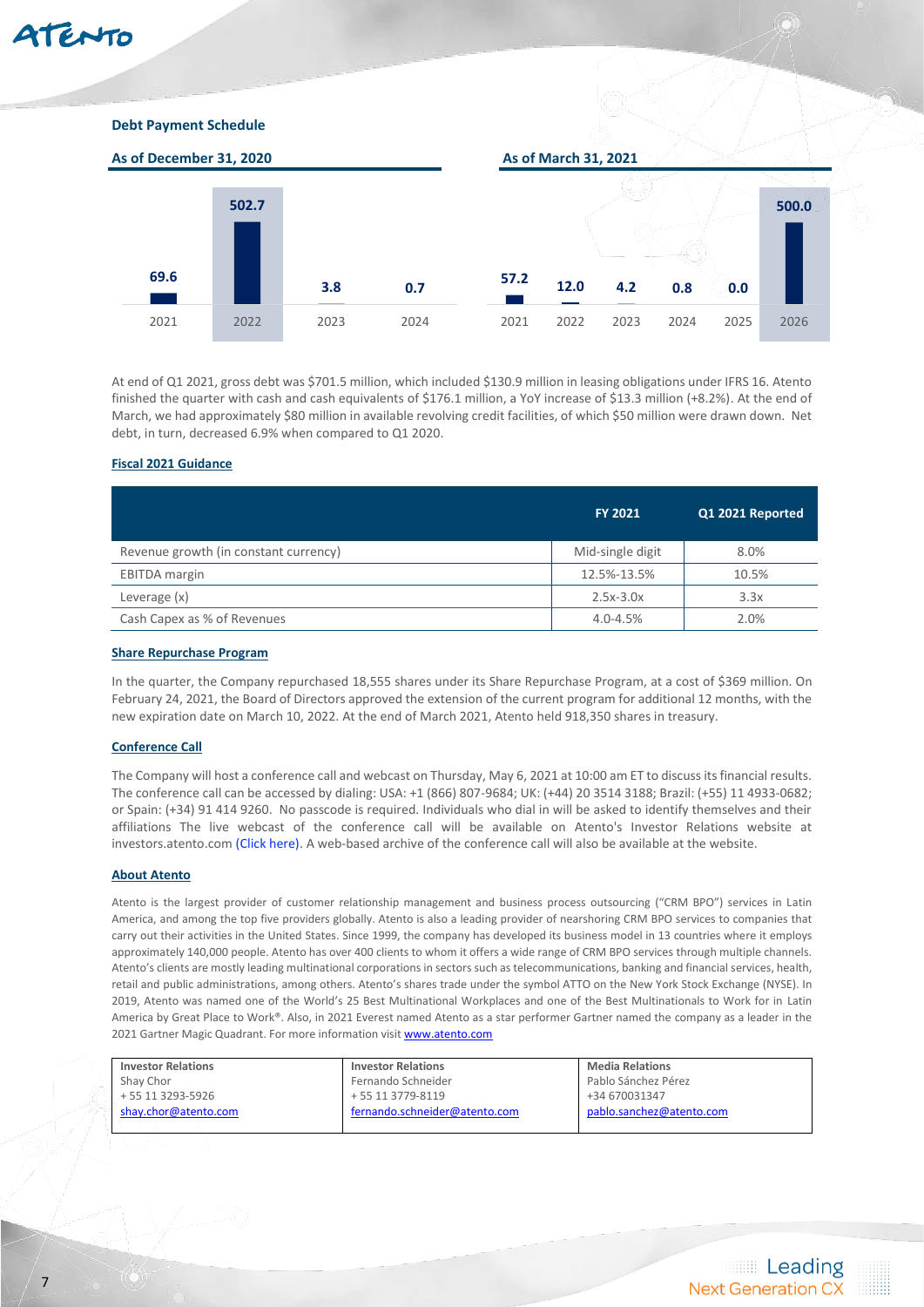**Debt Payment Schedule**

**As of December 31, 2020**

| 2021 | 2022 | 2023 | 2024 |
|---|---|---|---|
| 69.6 | 502.7 | 3.8 | 0.7 |

**As of March 31, 2021**

| 2021 | 2022 | 2023 | 2024 | 2025 | 2026 |
|---|---|---|---|---|---|
| 57.2 | 12.0 | 4.2 | 0.8 | 0.0 | 500.0 |

At end of Q1 2021, gross debt was $701.5 million, which included $130.9 million in leasing obligations under IFRS 16. Atento finished the quarter with cash and cash equivalents of $176.1 million, a YoY increase of $13.3 million (+8.2%). At the end of March, we had approximately $80 million in available revolving credit facilities, of which $50 million were drawn down. Net debt, in turn, decreased 6.9% when compared to Q1 2020.

**Fiscal 2021 Guidance**

| | FY 2021 | Q1 2021 Reported |
|---|---|---|
| Revenue growth (in constant currency) | Mid-single digit | 8.0% |
| EBITDA margin | 12.5%-13.5% | 10.5% |
| Leverage (x) | 2.5x-3.0x | 3.3x |
| Cash Capex as % of Revenues | 4.0-4.5% | 2.0% |

**Share Repurchase Program**

In the quarter, the Company repurchased 18,555 shares under its Share Repurchase Program, at a cost of $369 million. On February 24, 2021, the Board of Directors approved the extension of the current program for additional 12 months, with the new expiration date on March 10, 2022. At the end of March 2021, Atento held 918,350 shares in treasury.

**Conference Call**

The Company will host a conference call and webcast on Thursday, May 6, 2021 at 10:00 am ET to discuss its financial results. The conference call can be accessed by dialing: USA: +1 (866) 807-9684; UK: (+44) 20 3514 3188; Brazil: (+55) 11 4933-0682; or Spain: (+34) 91 414 9260. No passcode is required. Individuals who dial in will be asked to identify themselves and their affiliations The live webcast of the conference call will be available on Atento's Investor Relations website at investors.atento.com (Click here). A web-based archive of the conference call will also be available at the website.

**About Atento**

Atento is the largest provider of customer relationship management and business process outsourcing ("CRM BPO") services in Latin America, and among the top five providers globally. Atento is also a leading provider of nearshoring CRM BPO services to companies that carry out their activities in the United States. Since 1999, the company has developed its business model in 13 countries where it employs approximately 140,000 people. Atento has over 400 clients to whom it offers a wide range of CRM BPO services through multiple channels. Atento's clients are mostly leading multinational corporations in sectors such as telecommunications, banking and financial services, health, retail and public administrations, among others. Atento's shares trade under the symbol ATTO on the New York Stock Exchange (NYSE). In 2019, Atento was named one of the World's 25 Best Multinational Workplaces and one of the Best Multinationals to Work for in Latin America by Great Place to Work®. Also, in 2021 Everest named Atento as a star performer Gartner named the company as a leader in the 2021 Gartner Magic Quadrant. For more information visit www.atento.com

| Investor Relations | Investor Relations | Media Relations |
|---|---|---|
| Shay Chor | Fernando Schneider | Pablo Sánchez Pérez |
| + 55 11 3293-5926 | + 55 11 3779-8119 | +34 670031347 |
| shay.chor@atento.com | fernando.schneider@atento.com | pablo.sanchez@atento.com |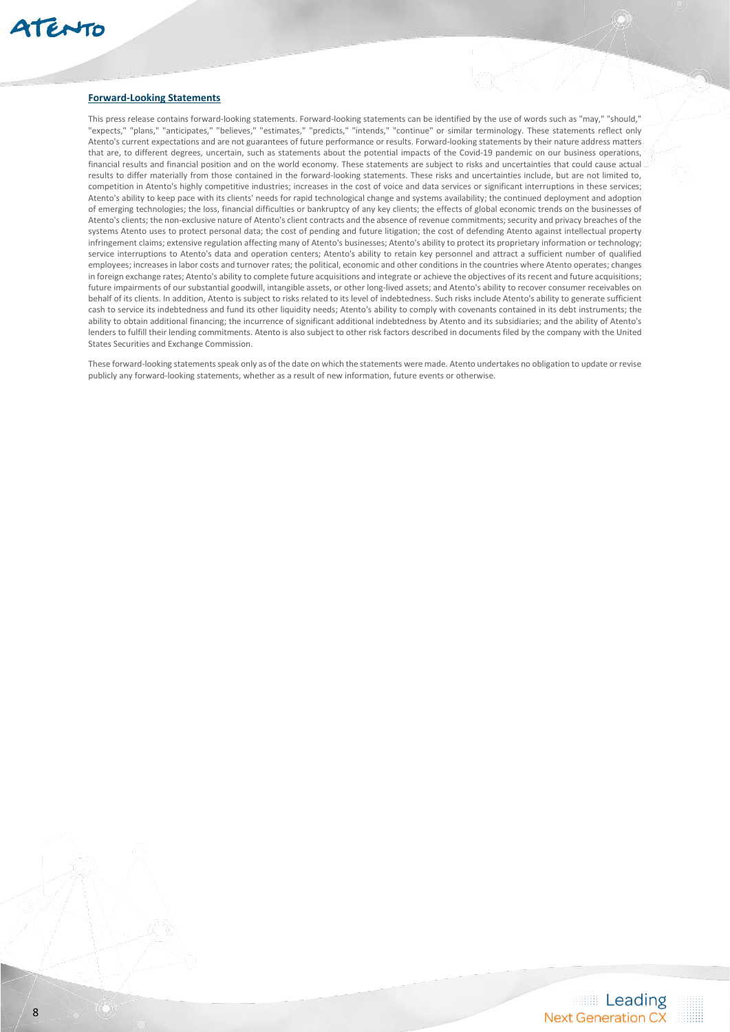**Forward-Looking Statements**

This press release contains forward-looking statements. Forward-looking statements can be identified by the use of words such as "may," "should," "expects," "plans," "anticipates," "believes," "estimates," "predicts," "intends," "continue" or similar terminology. These statements reflect only Atento's current expectations and are not guarantees of future performance or results. Forward-looking statements by their nature address matters that are, to different degrees, uncertain, such as statements about the potential impacts of the Covid-19 pandemic on our business operations, financial results and financial position and on the world economy. These statements are subject to risks and uncertainties that could cause actual results to differ materially from those contained in the forward-looking statements. These risks and uncertainties include, but are not limited to, competition in Atento's highly competitive industries; increases in the cost of voice and data services or significant interruptions in these services; Atento's ability to keep pace with its clients' needs for rapid technological change and systems availability; the continued deployment and adoption of emerging technologies; the loss, financial difficulties or bankruptcy of any key clients; the effects of global economic trends on the businesses of Atento's clients; the non-exclusive nature of Atento's client contracts and the absence of revenue commitments; security and privacy breaches of the systems Atento uses to protect personal data; the cost of pending and future litigation; the cost of defending Atento against intellectual property infringement claims; extensive regulation affecting many of Atento's businesses; Atento's ability to protect its proprietary information or technology; service interruptions to Atento's data and operation centers; Atento's ability to retain key personnel and attract a sufficient number of qualified employees; increases in labor costs and turnover rates; the political, economic and other conditions in the countries where Atento operates; changes in foreign exchange rates; Atento's ability to complete future acquisitions and integrate or achieve the objectives of its recent and future acquisitions; future impairments of our substantial goodwill, intangible assets, or other long-lived assets; and Atento's ability to recover consumer receivables on behalf of its clients. In addition, Atento is subject to risks related to its level of indebtedness. Such risks include Atento's ability to generate sufficient cash to service its indebtedness and fund its other liquidity needs; Atento's ability to comply with covenants contained in its debt instruments; the ability to obtain additional financing; the incurrence of significant additional indebtedness by Atento and its subsidiaries; and the ability of Atento's lenders to fulfill their lending commitments. Atento is also subject to other risk factors described in documents filed by the company with the United States Securities and Exchange Commission.

These forward-looking statements speak only as of the date on which the statements were made. Atento undertakes no obligation to update or revise publicly any forward-looking statements, whether as a result of new information, future events or otherwise.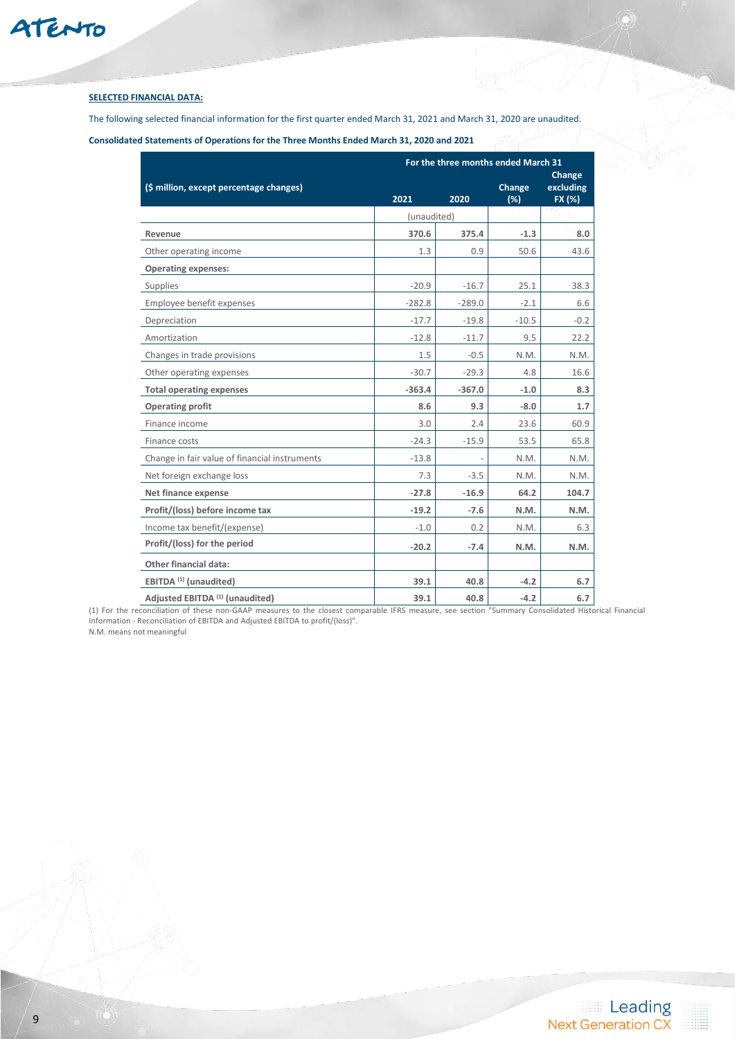**SELECTED FINANCIAL DATA:**

The following selected financial information for the first quarter ended March 31, 2021 and March 31, 2020 are unaudited.

**Consolidated Statements of Operations for the Three Months Ended March 31, 2020 and 2021**

| ($ million, except percentage changes) | For the three months ended March 31 | | | |
|---|---|---|---|---|
| | 2021 | 2020 | Change (%) | Change excluding FX (%) |
| | (unaudited) | | | |
| **Revenue** | **370.6** | **375.4** | **-1.3** | **8.0** |
| Other operating income | 1.3 | 0.9 | 50.6 | 43.6 |
| **Operating expenses:** | | | | |
| Supplies | -20.9 | -16.7 | 25.1 | 38.3 |
| Employee benefit expenses | -282.8 | -289.0 | -2.1 | 6.6 |
| Depreciation | -17.7 | -19.8 | -10.5 | -0.2 |
| Amortization | -12.8 | -11.7 | 9.5 | 22.2 |
| Changes in trade provisions | 1.5 | -0.5 | N.M. | N.M. |
| Other operating expenses | -30.7 | -29.3 | 4.8 | 16.6 |
| **Total operating expenses** | **-363.4** | **-367.0** | **-1.0** | **8.3** |
| **Operating profit** | **8.6** | **9.3** | **-8.0** | **1.7** |
| Finance income | 3.0 | 2.4 | 23.6 | 60.9 |
| Finance costs | -24.3 | -15.9 | 53.5 | 65.8 |
| Change in fair value of financial instruments | -13.8 | - | N.M. | N.M. |
| Net foreign exchange loss | 7.3 | -3.5 | N.M. | N.M. |
| **Net finance expense** | **-27.8** | **-16.9** | **64.2** | **104.7** |
| **Profit/(loss) before income tax** | **-19.2** | **-7.6** | **N.M.** | **N.M.** |
| Income tax benefit/(expense) | -1.0 | 0.2 | N.M. | 6.3 |
| **Profit/(loss) for the period** | **-20.2** | **-7.4** | **N.M.** | **N.M.** |
| **Other financial data:** | | | | |
| **EBITDA [1] (unaudited)** | **39.1** | **40.8** | **-4.2** | **6.7** |
| **Adjusted EBITDA [1] (unaudited)** | **39.1** | **40.8** | **-4.2** | **6.7** |

(1) For the reconciliation of these non-GAAP measures to the closest comparable IFRS measure, see section "Summary Consolidated Historical Financial Information - Reconciliation of EBITDA and Adjusted EBITDA to profit/(loss)".

N.M. means not meaningful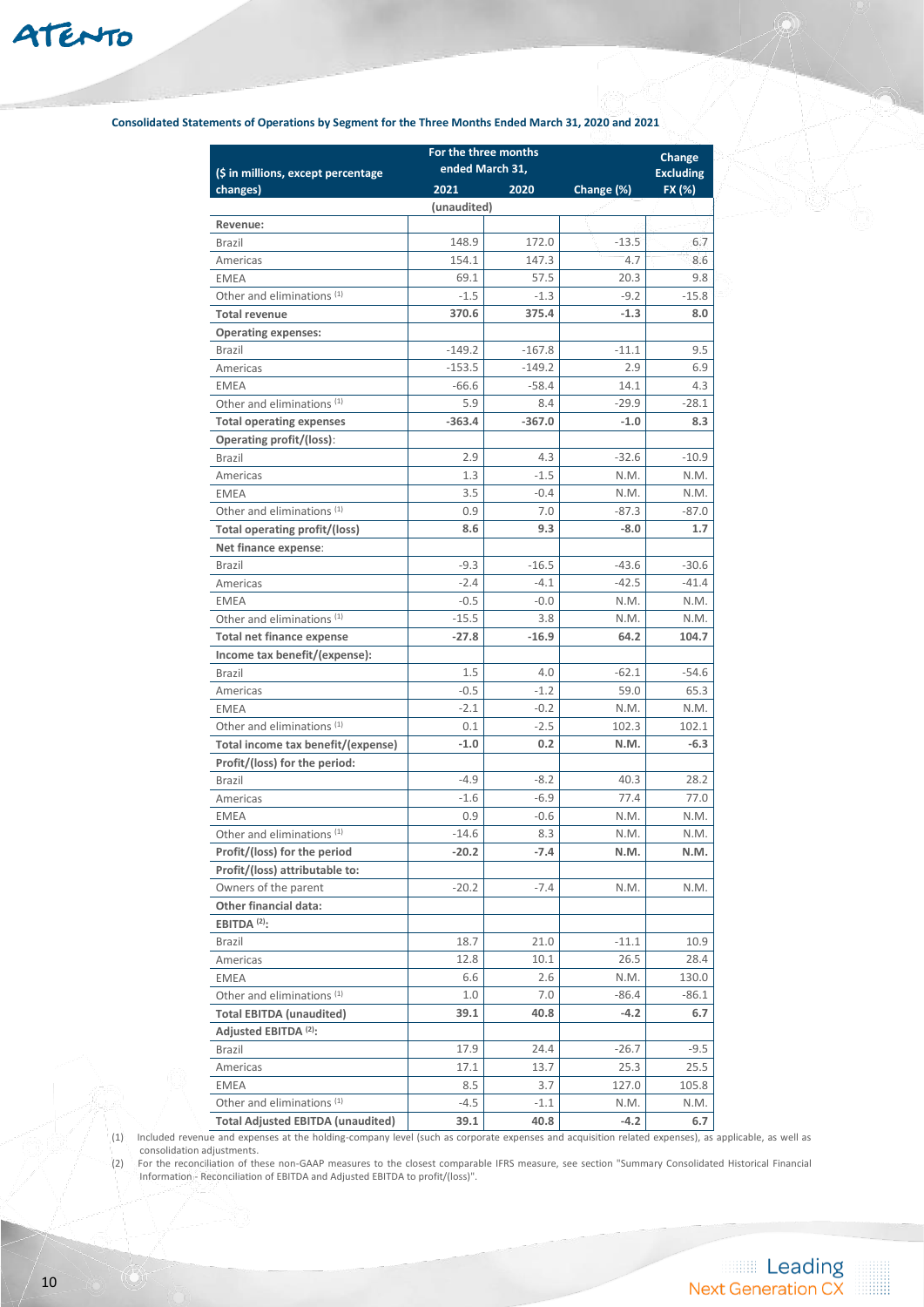**Consolidated Statements of Operations by Segment for the Three Months Ended March 31, 2020 and 2021**

| ($ in millions, except percentage changes) | For the three months ended March 31, | | Change (%) | Change Excluding FX (%) |
|---|---|---|---|---|
| | 2021 | 2020 | | |
| | (unaudited) | | | |
| **Revenue:** | | | | |
| Brazil | 148.9 | 172.0 | -13.5 | 6.7 |
| Americas | 154.1 | 147.3 | 4.7 | 8.6 |
| EMEA | 69.1 | 57.5 | 20.3 | 9.8 |
| Other and eliminations (1) | -1.5 | -1.3 | -9.2 | -15.8 |
| **Total revenue** | **370.6** | **375.4** | **-1.3** | **8.0** |
| **Operating expenses:** | | | | |
| Brazil | -149.2 | -167.8 | -11.1 | 9.5 |
| Americas | -153.5 | -149.2 | 2.9 | 6.9 |
| EMEA | -66.6 | -58.4 | 14.1 | 4.3 |
| Other and eliminations (1) | 5.9 | 8.4 | -29.9 | -28.1 |
| **Total operating expenses** | **-363.4** | **-367.0** | **-1.0** | **8.3** |
| **Operating profit/(loss):** | | | | |
| Brazil | 2.9 | 4.3 | -32.6 | -10.9 |
| Americas | 1.3 | -1.5 | N.M. | N.M. |
| EMEA | 3.5 | -0.4 | N.M. | N.M. |
| Other and eliminations (1) | 0.9 | 7.0 | -87.3 | -87.0 |
| **Total operating profit/(loss)** | **8.6** | **9.3** | **-8.0** | **1.7** |
| **Net finance expense:** | | | | |
| Brazil | -9.3 | -16.5 | -43.6 | -30.6 |
| Americas | -2.4 | -4.1 | -42.5 | -41.4 |
| EMEA | -0.5 | -0.0 | N.M. | N.M. |
| Other and eliminations (1) | -15.5 | 3.8 | N.M. | N.M. |
| **Total net finance expense** | **-27.8** | **-16.9** | **64.2** | **104.7** |
| **Income tax benefit/(expense):** | | | | |
| Brazil | 1.5 | 4.0 | -62.1 | -54.6 |
| Americas | -0.5 | -1.2 | 59.0 | 65.3 |
| EMEA | -2.1 | -0.2 | N.M. | N.M. |
| Other and eliminations (1) | 0.1 | -2.5 | 102.3 | 102.1 |
| **Total income tax benefit/(expense)** | **-1.0** | **0.2** | **N.M.** | **-6.3** |
| **Profit/(loss) for the period:** | | | | |
| Brazil | -4.9 | -8.2 | 40.3 | 28.2 |
| Americas | -1.6 | -6.9 | 77.4 | 77.0 |
| EMEA | 0.9 | -0.6 | N.M. | N.M. |
| Other and eliminations (1) | -14.6 | 8.3 | N.M. | N.M. |
| **Profit/(loss) for the period** | **-20.2** | **-7.4** | **N.M.** | **N.M.** |
| **Profit/(loss) attributable to:** | | | | |
| Owners of the parent | -20.2 | -7.4 | N.M. | N.M. |
| **Other financial data:** | | | | |
| **EBITDA (2):** | | | | |
| Brazil | 18.7 | 21.0 | -11.1 | 10.9 |
| Americas | 12.8 | 10.1 | 26.5 | 28.4 |
| EMEA | 6.6 | 2.6 | N.M. | 130.0 |
| Other and eliminations (1) | 1.0 | 7.0 | -86.4 | -86.1 |
| **Total EBITDA (unaudited)** | **39.1** | **40.8** | **-4.2** | **6.7** |
| **Adjusted EBITDA (2):** | | | | |
| Brazil | 17.9 | 24.4 | -26.7 | -9.5 |
| Americas | 17.1 | 13.7 | 25.3 | 25.5 |
| EMEA | 8.5 | 3.7 | 127.0 | 105.8 |
| Other and eliminations (1) | -4.5 | -1.1 | N.M. | N.M. |
| **Total Adjusted EBITDA (unaudited)** | **39.1** | **40.8** | **-4.2** | **6.7** |

(1) Included revenue and expenses at the holding-company level (such as corporate expenses and acquisition related expenses), as applicable, as well as consolidation adjustments.

(2) For the reconciliation of these non-GAAP measures to the closest comparable IFRS measure, see section "Summary Consolidated Historical Financial Information - Reconciliation of EBITDA and Adjusted EBITDA to profit/(loss)".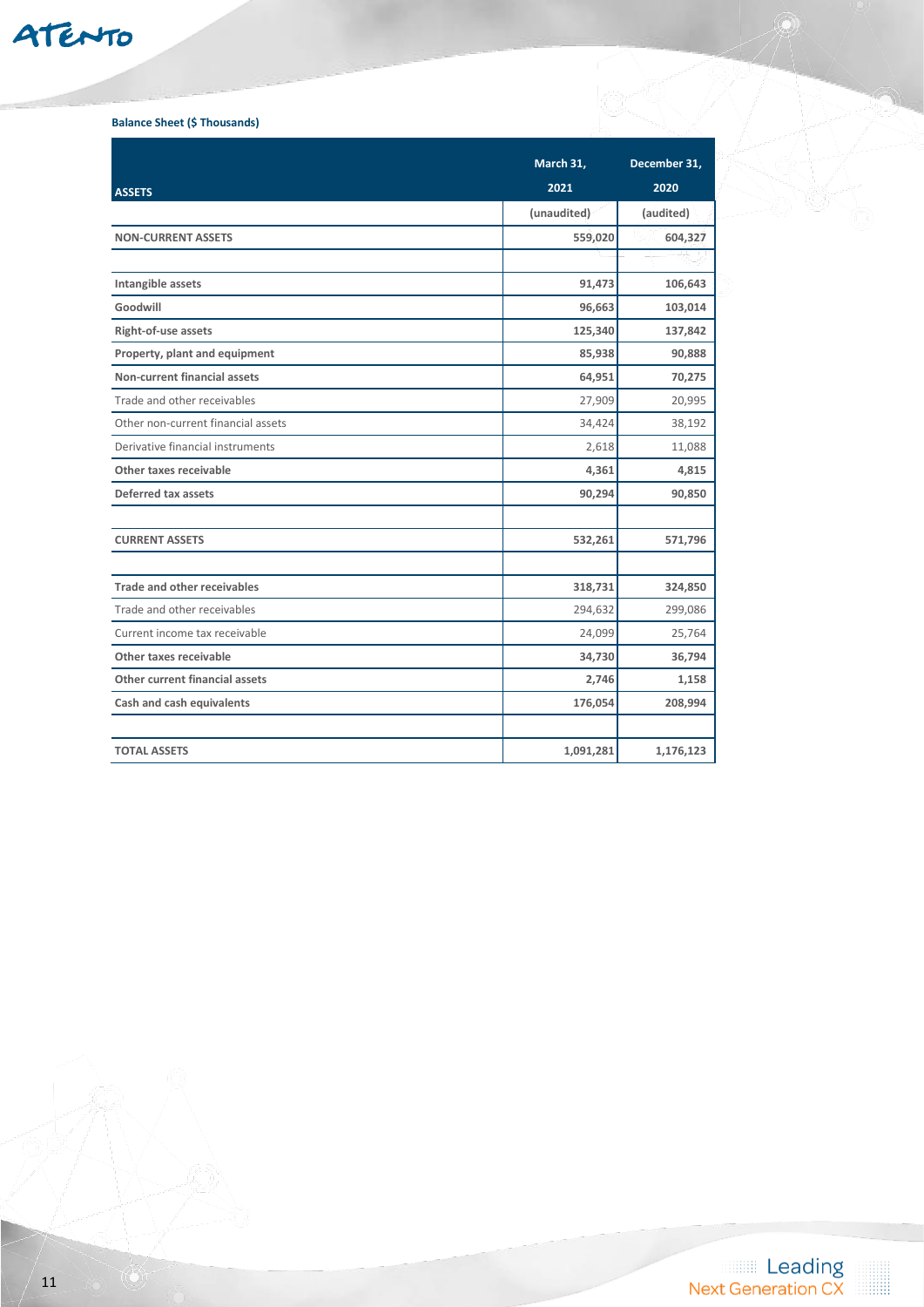**Balance Sheet ($ Thousands)**

| ASSETS | March 31, 2021 | December 31, 2020 |
|---|---|---|
| | (unaudited) | (audited) |
| **NON-CURRENT ASSETS** | **559,020** | **604,327** |
| | | |
| **Intangible assets** | **91,473** | **106,643** |
| **Goodwill** | **96,663** | **103,014** |
| **Right-of-use assets** | **125,340** | **137,842** |
| **Property, plant and equipment** | **85,938** | **90,888** |
| **Non-current financial assets** | **64,951** | **70,275** |
| Trade and other receivables | 27,909 | 20,995 |
| Other non-current financial assets | 34,424 | 38,192 |
| Derivative financial instruments | 2,618 | 11,088 |
| **Other taxes receivable** | **4,361** | **4,815** |
| **Deferred tax assets** | **90,294** | **90,850** |
| | | |
| **CURRENT ASSETS** | **532,261** | **571,796** |
| | | |
| **Trade and other receivables** | **318,731** | **324,850** |
| Trade and other receivables | 294,632 | 299,086 |
| Current income tax receivable | 24,099 | 25,764 |
| **Other taxes receivable** | **34,730** | **36,794** |
| **Other current financial assets** | **2,746** | **1,158** |
| **Cash and cash equivalents** | **176,054** | **208,994** |
| | | |
| **TOTAL ASSETS** | **1,091,281** | **1,176,123** |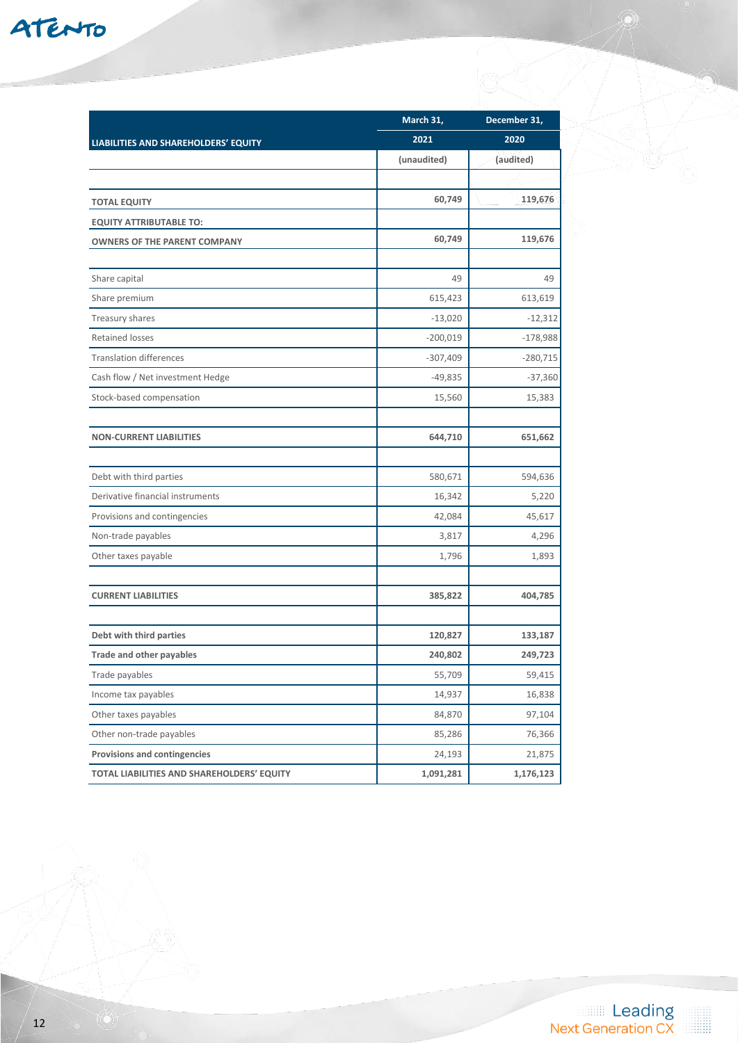| LIABILITIES AND SHAREHOLDERS' EQUITY | March 31, 2021 | December 31, 2020 |
|---|---|---|
| | (unaudited) | (audited) |
| | | |
| **TOTAL EQUITY** | **60,749** | **119,676** |
| **EQUITY ATTRIBUTABLE TO:** | | |
| **OWNERS OF THE PARENT COMPANY** | **60,749** | **119,676** |
| | | |
| Share capital | 49 | 49 |
| Share premium | 615,423 | 613,619 |
| Treasury shares | -13,020 | -12,312 |
| Retained losses | -200,019 | -178,988 |
| Translation differences | -307,409 | -280,715 |
| Cash flow / Net investment Hedge | -49,835 | -37,360 |
| Stock-based compensation | 15,560 | 15,383 |
| | | |
| **NON-CURRENT LIABILITIES** | **644,710** | **651,662** |
| | | |
| Debt with third parties | 580,671 | 594,636 |
| Derivative financial instruments | 16,342 | 5,220 |
| Provisions and contingencies | 42,084 | 45,617 |
| Non-trade payables | 3,817 | 4,296 |
| Other taxes payable | 1,796 | 1,893 |
| | | |
| **CURRENT LIABILITIES** | **385,822** | **404,785** |
| | | |
| **Debt with third parties** | **120,827** | **133,187** |
| **Trade and other payables** | **240,802** | **249,723** |
| Trade payables | 55,709 | 59,415 |
| Income tax payables | 14,937 | 16,838 |
| Other taxes payables | 84,870 | 97,104 |
| Other non-trade payables | 85,286 | 76,366 |
| **Provisions and contingencies** | **24,193** | **21,875** |
| **TOTAL LIABILITIES AND SHAREHOLDERS' EQUITY** | **1,091,281** | **1,176,123** |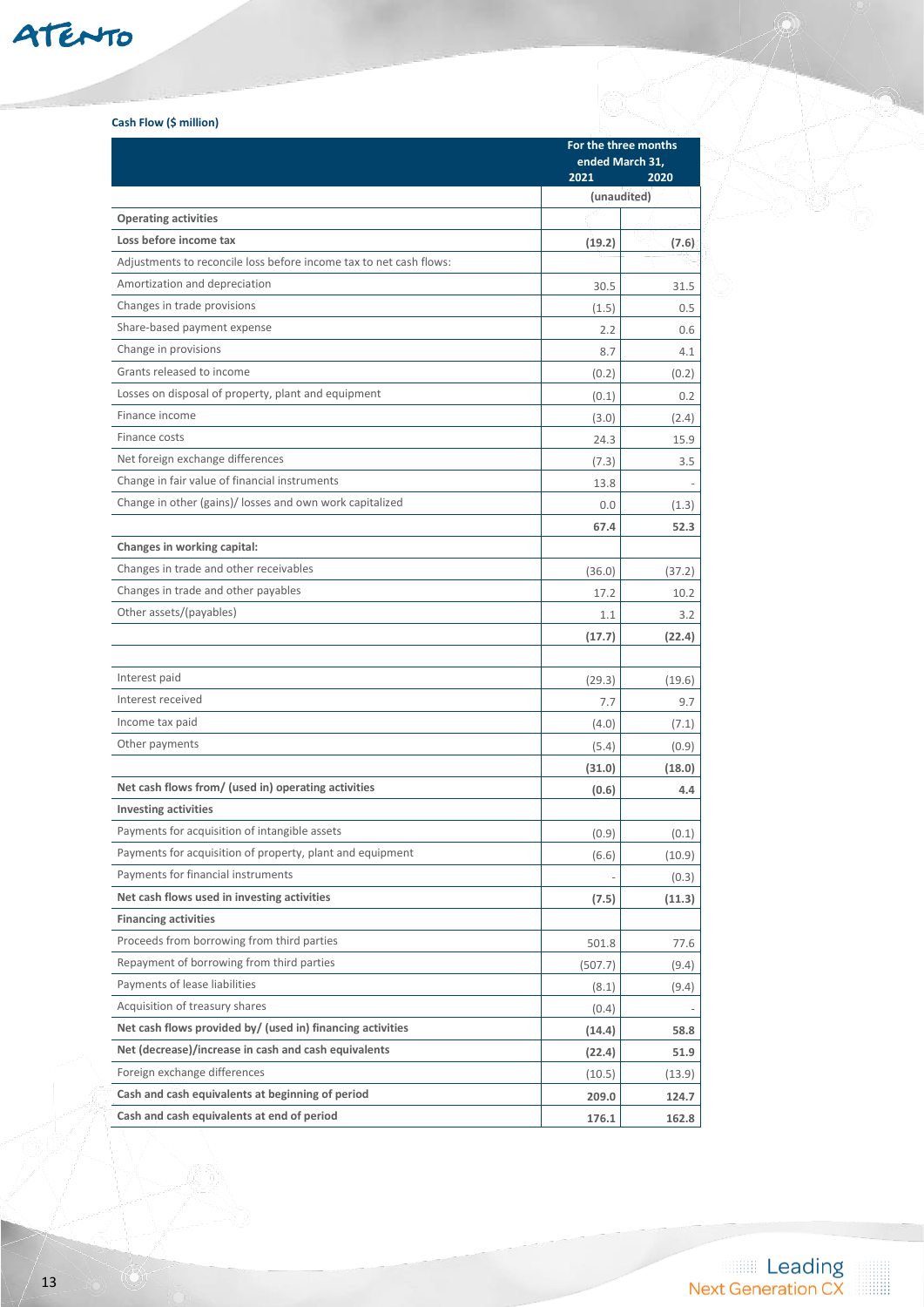**Cash Flow ($ million)**

| | For the three months ended March 31, | |
|---|---|---|
| | 2021 | 2020 |
| | (unaudited) | |
| **Operating activities** | | |
| **Loss before income tax** | **(19.2)** | **(7.6)** |
| Adjustments to reconcile loss before income tax to net cash flows: | | |
| Amortization and depreciation | 30.5 | 31.5 |
| Changes in trade provisions | (1.5) | 0.5 |
| Share-based payment expense | 2.2 | 0.6 |
| Change in provisions | 8.7 | 4.1 |
| Grants released to income | (0.2) | (0.2) |
| Losses on disposal of property, plant and equipment | (0.1) | 0.2 |
| Finance income | (3.0) | (2.4) |
| Finance costs | 24.3 | 15.9 |
| Net foreign exchange differences | (7.3) | 3.5 |
| Change in fair value of financial instruments | 13.8 | - |
| Change in other (gains)/ losses and own work capitalized | 0.0 | (1.3) |
| | **67.4** | **52.3** |
| **Changes in working capital:** | | |
| Changes in trade and other receivables | (36.0) | (37.2) |
| Changes in trade and other payables | 17.2 | 10.2 |
| Other assets/(payables) | 1.1 | 3.2 |
| | **(17.7)** | **(22.4)** |
| | | |
| Interest paid | (29.3) | (19.6) |
| Interest received | 7.7 | 9.7 |
| Income tax paid | (4.0) | (7.1) |
| Other payments | (5.4) | (0.9) |
| | **(31.0)** | **(18.0)** |
| **Net cash flows from/ (used in) operating activities** | **(0.6)** | **4.4** |
| **Investing activities** | | |
| Payments for acquisition of intangible assets | (0.9) | (0.1) |
| Payments for acquisition of property, plant and equipment | (6.6) | (10.9) |
| Payments for financial instruments | - | (0.3) |
| **Net cash flows used in investing activities** | **(7.5)** | **(11.3)** |
| **Financing activities** | | |
| Proceeds from borrowing from third parties | 501.8 | 77.6 |
| Repayment of borrowing from third parties | (507.7) | (9.4) |
| Payments of lease liabilities | (8.1) | (9.4) |
| Acquisition of treasury shares | (0.4) | - |
| **Net cash flows provided by/ (used in) financing activities** | **(14.4)** | **58.8** |
| **Net (decrease)/increase in cash and cash equivalents** | **(22.4)** | **51.9** |
| Foreign exchange differences | (10.5) | (13.9) |
| **Cash and cash equivalents at beginning of period** | **209.0** | **124.7** |
| **Cash and cash equivalents at end of period** | **176.1** | **162.8** |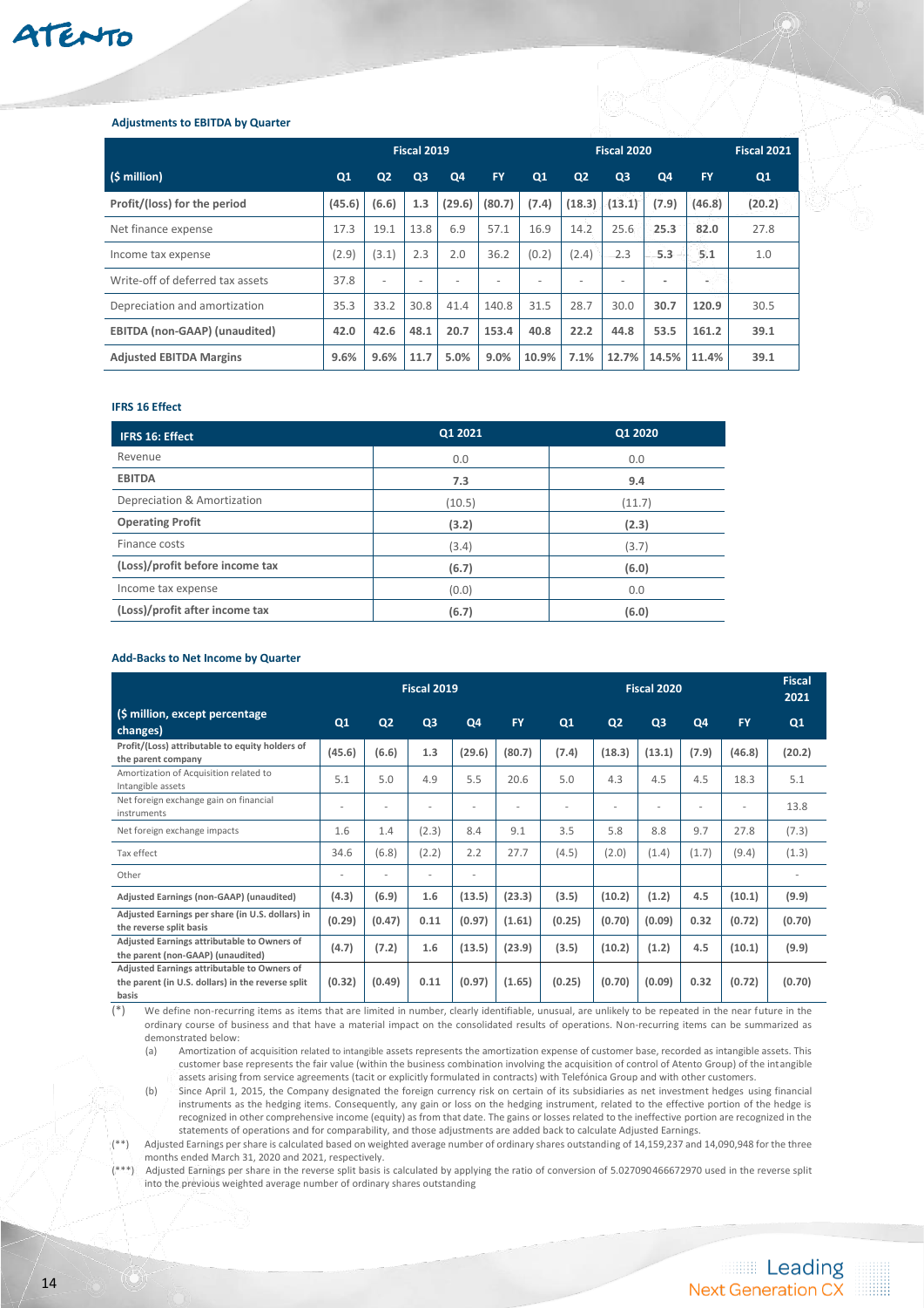### Adjustments to EBITDA by Quarter

| ($ million) | Fiscal 2019 Q1 | Q2 | Q3 | Q4 | FY | Fiscal 2020 Q1 | Q2 | Q3 | Q4 | FY | Fiscal 2021 Q1 |
|---|---|---|---|---|---|---|---|---|---|---|---|
| **Profit/(loss) for the period** | **(45.6)** | **(6.6)** | **1.3** | **(29.6)** | **(80.7)** | **(7.4)** | **(18.3)** | **(13.1)** | **(7.9)** | **(46.8)** | **(20.2)** |
| Net finance expense | 17.3 | 19.1 | 13.8 | 6.9 | 57.1 | 16.9 | 14.2 | 25.6 | 25.3 | 82.0 | 27.8 |
| Income tax expense | (2.9) | (3.1) | 2.3 | 2.0 | 36.2 | (0.2) | (2.4) | 2.3 | 5.3 | 5.1 | 1.0 |
| Write-off of deferred tax assets | 37.8 | - | - | - | - | - | - | - | - | - | |
| Depreciation and amortization | 35.3 | 33.2 | 30.8 | 41.4 | 140.8 | 31.5 | 28.7 | 30.0 | 30.7 | 120.9 | 30.5 |
| **EBITDA (non-GAAP) (unaudited)** | **42.0** | **42.6** | **48.1** | **20.7** | **153.4** | **40.8** | **22.2** | **44.8** | **53.5** | **161.2** | **39.1** |
| **Adjusted EBITDA Margins** | **9.6%** | **9.6%** | **11.7** | **5.0%** | **9.0%** | **10.9%** | **7.1%** | **12.7%** | **14.5%** | **11.4%** | **39.1** |

### IFRS 16 Effect

| IFRS 16: Effect | Q1 2021 | Q1 2020 |
|---|---|---|
| Revenue | 0.0 | 0.0 |
| **EBITDA** | **7.3** | **9.4** |
| Depreciation & Amortization | (10.5) | (11.7) |
| **Operating Profit** | **(3.2)** | **(2.3)** |
| Finance costs | (3.4) | (3.7) |
| **(Loss)/profit before income tax** | **(6.7)** | **(6.0)** |
| Income tax expense | (0.0) | 0.0 |
| **(Loss)/profit after income tax** | **(6.7)** | **(6.0)** |

### Add-Backs to Net Income by Quarter

| ($ million, except percentage changes) | Fiscal 2019 Q1 | Q2 | Q3 | Q4 | FY | Fiscal 2020 Q1 | Q2 | Q3 | Q4 | FY | Fiscal 2021 Q1 |
|---|---|---|---|---|---|---|---|---|---|---|---|
| **Profit/(Loss) attributable to equity holders of the parent company** | **(45.6)** | **(6.6)** | **1.3** | **(29.6)** | **(80.7)** | **(7.4)** | **(18.3)** | **(13.1)** | **(7.9)** | **(46.8)** | **(20.2)** |
| Amortization of Acquisition related to Intangible assets | 5.1 | 5.0 | 4.9 | 5.5 | 20.6 | 5.0 | 4.3 | 4.5 | 4.5 | 18.3 | 5.1 |
| Net foreign exchange gain on financial instruments | - | - | - | - | - | - | - | - | - | - | 13.8 |
| Net foreign exchange impacts | 1.6 | 1.4 | (2.3) | 8.4 | 9.1 | 3.5 | 5.8 | 8.8 | 9.7 | 27.8 | (7.3) |
| Tax effect | 34.6 | (6.8) | (2.2) | 2.2 | 27.7 | (4.5) | (2.0) | (1.4) | (1.7) | (9.4) | (1.3) |
| Other | - | - | - | - | | | | | | | - |
| **Adjusted Earnings (non-GAAP) (unaudited)** | **(4.3)** | **(6.9)** | **1.6** | **(13.5)** | **(23.3)** | **(3.5)** | **(10.2)** | **(1.2)** | **4.5** | **(10.1)** | **(9.9)** |
| **Adjusted Earnings per share (in U.S. dollars) in the reverse split basis** | **(0.29)** | **(0.47)** | **0.11** | **(0.97)** | **(1.61)** | **(0.25)** | **(0.70)** | **(0.09)** | **0.32** | **(0.72)** | **(0.70)** |
| **Adjusted Earnings attributable to Owners of the parent (non-GAAP) (unaudited)** | **(4.7)** | **(7.2)** | **1.6** | **(13.5)** | **(23.9)** | **(3.5)** | **(10.2)** | **(1.2)** | **4.5** | **(10.1)** | **(9.9)** |
| **Adjusted Earnings attributable to Owners of the parent (in U.S. dollars) in the reverse split basis** | **(0.32)** | **(0.49)** | **0.11** | **(0.97)** | **(1.65)** | **(0.25)** | **(0.70)** | **(0.09)** | **0.32** | **(0.72)** | **(0.70)** |

(*) We define non-recurring items as items that are limited in number, clearly identifiable, unusual, are unlikely to be repeated in the near future in the ordinary course of business and that have a material impact on the consolidated results of operations. Non-recurring items can be summarized as demonstrated below:

(a) Amortization of acquisition related to intangible assets represents the amortization expense of customer base, recorded as intangible assets. This customer base represents the fair value (within the business combination involving the acquisition of control of Atento Group) of the intangible assets arising from service agreements (tacit or explicitly formulated in contracts) with Telefónica Group and with other customers.

(b) Since April 1, 2015, the Company designated the foreign currency risk on certain of its subsidiaries as net investment hedges using financial instruments as the hedging items. Consequently, any gain or loss on the hedging instrument, related to the effective portion of the hedge is recognized in other comprehensive income (equity) as from that date. The gains or losses related to the ineffective portion are recognized in the statements of operations and for comparability, and those adjustments are added back to calculate Adjusted Earnings.

(**) Adjusted Earnings per share is calculated based on weighted average number of ordinary shares outstanding of 14,159,237 and 14,090,948 for the three months ended March 31, 2020 and 2021, respectively.

(***) Adjusted Earnings per share in the reverse split basis is calculated by applying the ratio of conversion of 5.027090466672970 used in the reverse split into the previous weighted average number of ordinary shares outstanding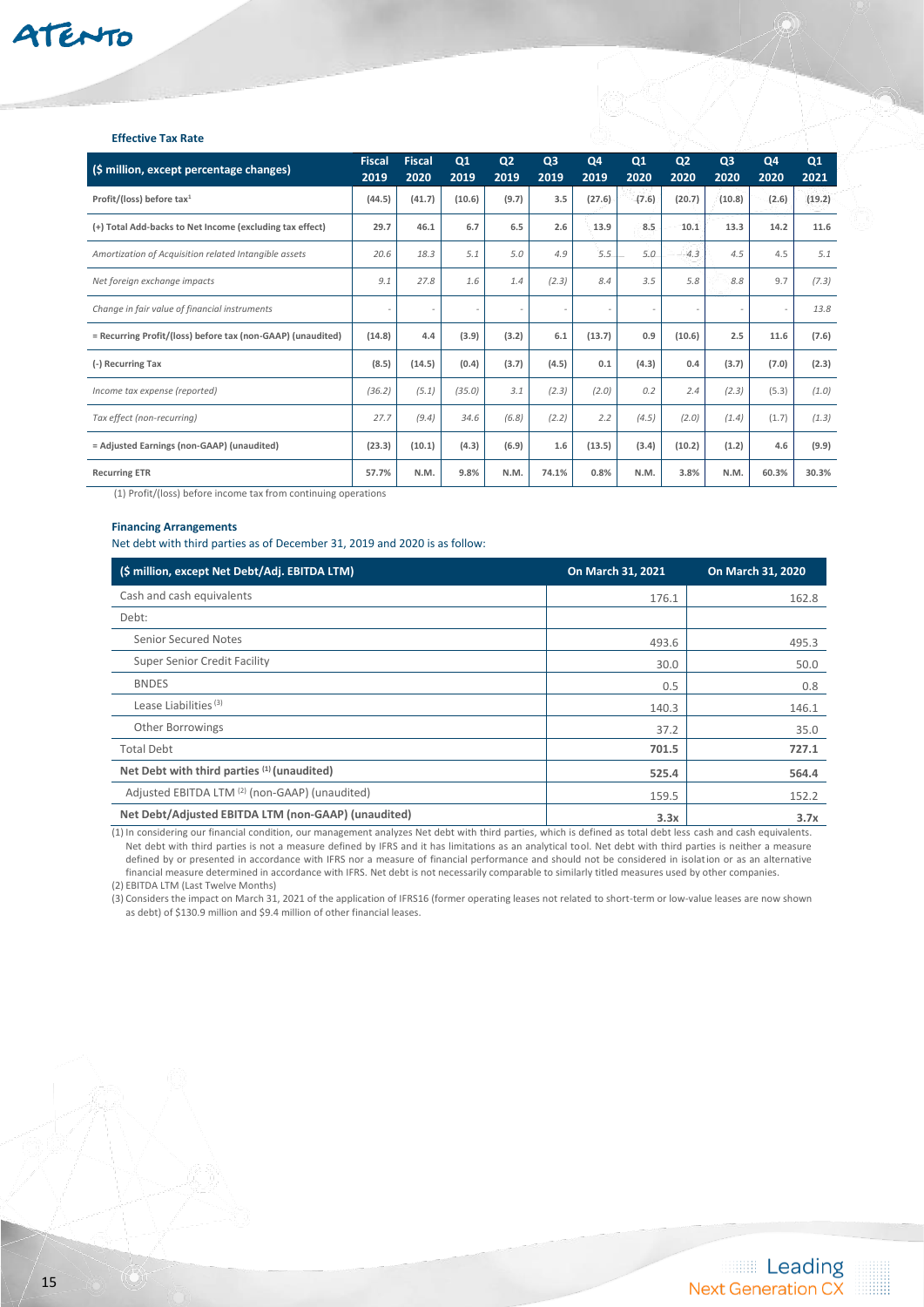#### Effective Tax Rate

| ($ million, except percentage changes) | Fiscal 2019 | Fiscal 2020 | Q1 2019 | Q2 2019 | Q3 2019 | Q4 2019 | Q1 2020 | Q2 2020 | Q3 2020 | Q4 2020 | Q1 2021 |
|---|---|---|---|---|---|---|---|---|---|---|---|
| Profit/(loss) before tax[1] | (44.5) | (41.7) | (10.6) | (9.7) | 3.5 | (27.6) | (7.6) | (20.7) | (10.8) | (2.6) | (19.2) |
| (+) Total Add-backs to Net Income (excluding tax effect) | 29.7 | 46.1 | 6.7 | 6.5 | 2.6 | 13.9 | 8.5 | 10.1 | 13.3 | 14.2 | 11.6 |
| *Amortization of Acquisition related Intangible assets* | *20.6* | *18.3* | *5.1* | *5.0* | *4.9* | *5.5* | *5.0* | *4.3* | *4.5* | *4.5* | *5.1* |
| *Net foreign exchange impacts* | *9.1* | *27.8* | *1.6* | *1.4* | *(2.3)* | *8.4* | *3.5* | *5.8* | *8.8* | *9.7* | *(7.3)* |
| *Change in fair value of financial instruments* | - | - | - | - | - | - | - | - | - | - | *13.8* |
| = Recurring Profit/(loss) before tax (non-GAAP) (unaudited) | (14.8) | 4.4 | (3.9) | (3.2) | 6.1 | (13.7) | 0.9 | (10.6) | 2.5 | 11.6 | (7.6) |
| (-) Recurring Tax | (8.5) | (14.5) | (0.4) | (3.7) | (4.5) | 0.1 | (4.3) | 0.4 | (3.7) | (7.0) | (2.3) |
| *Income tax expense (reported)* | *(36.2)* | *(5.1)* | *(35.0)* | *3.1* | *(2.3)* | *(2.0)* | *0.2* | *2.4* | *(2.3)* | *(5.3)* | *(1.0)* |
| *Tax effect (non-recurring)* | *27.7* | *(9.4)* | *34.6* | *(6.8)* | *(2.2)* | *2.2* | *(4.5)* | *(2.0)* | *(1.4)* | *(1.7)* | *(1.3)* |
| = Adjusted Earnings (non-GAAP) (unaudited) | (23.3) | (10.1) | (4.3) | (6.9) | 1.6 | (13.5) | (3.4) | (10.2) | (1.2) | 4.6 | (9.9) |
| Recurring ETR | 57.7% | N.M. | 9.8% | N.M. | 74.1% | 0.8% | N.M. | 3.8% | N.M. | 60.3% | 30.3% |

(1) Profit/(loss) before income tax from continuing operations

#### Financing Arrangements

Net debt with third parties as of December 31, 2019 and 2020 is as follow:

| ($ million, except Net Debt/Adj. EBITDA LTM) | On March 31, 2021 | On March 31, 2020 |
|---|---|---|
| Cash and cash equivalents | 176.1 | 162.8 |
| Debt: | | |
| Senior Secured Notes | 493.6 | 495.3 |
| Super Senior Credit Facility | 30.0 | 50.0 |
| BNDES | 0.5 | 0.8 |
| Lease Liabilities [3] | 140.3 | 146.1 |
| Other Borrowings | 37.2 | 35.0 |
| Total Debt | **701.5** | **727.1** |
| **Net Debt with third parties [1] (unaudited)** | **525.4** | **564.4** |
| Adjusted EBITDA LTM [2] (non-GAAP) (unaudited) | 159.5 | 152.2 |
| **Net Debt/Adjusted EBITDA LTM (non-GAAP) (unaudited)** | **3.3x** | **3.7x** |

(1) In considering our financial condition, our management analyzes Net debt with third parties, which is defined as total debt less cash and cash equivalents. Net debt with third parties is not a measure defined by IFRS and it has limitations as an analytical tool. Net debt with third parties is neither a measure defined by or presented in accordance with IFRS nor a measure of financial performance and should not be considered in isolation or as an alternative financial measure determined in accordance with IFRS. Net debt is not necessarily comparable to similarly titled measures used by other companies.

(2) EBITDA LTM (Last Twelve Months)

(3) Considers the impact on March 31, 2021 of the application of IFRS16 (former operating leases not related to short-term or low-value leases are now shown as debt) of $130.9 million and $9.4 million of other financial leases.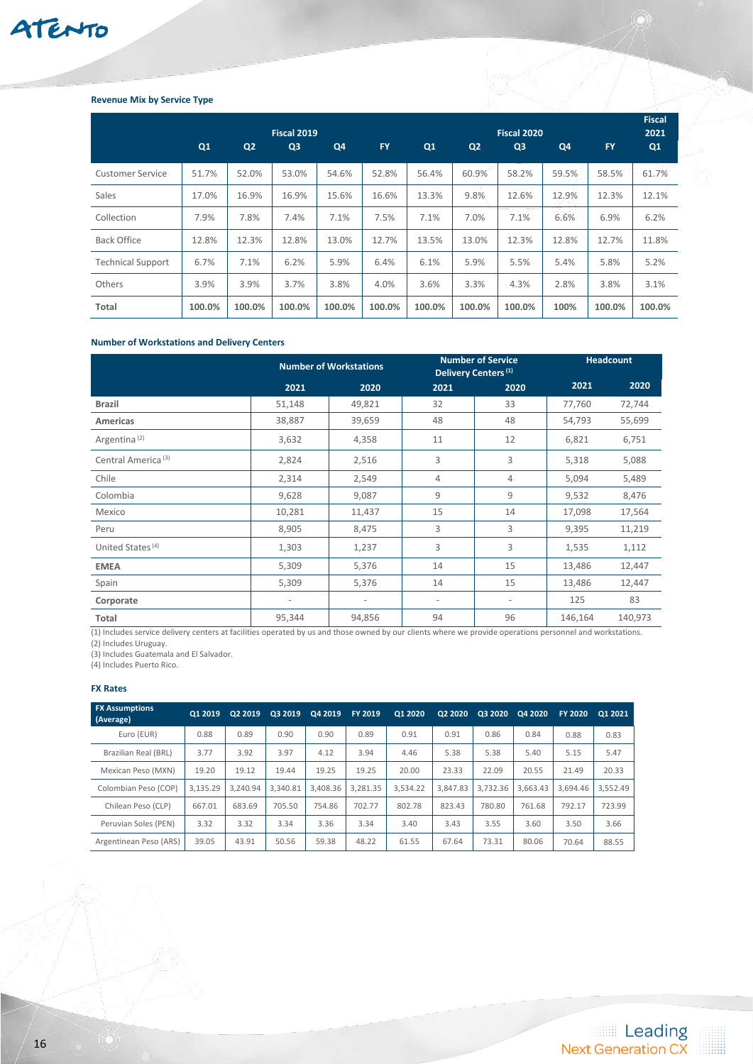#### Revenue Mix by Service Type

| | Fiscal 2019 | | | | | Fiscal 2020 | | | | | Fiscal 2021 |
|---|---|---|---|---|---|---|---|---|---|---|---|
| | Q1 | Q2 | Q3 | Q4 | FY | Q1 | Q2 | Q3 | Q4 | FY | Q1 |
| Customer Service | 51.7% | 52.0% | 53.0% | 54.6% | 52.8% | 56.4% | 60.9% | 58.2% | 59.5% | 58.5% | 61.7% |
| Sales | 17.0% | 16.9% | 16.9% | 15.6% | 16.6% | 13.3% | 9.8% | 12.6% | 12.9% | 12.3% | 12.1% |
| Collection | 7.9% | 7.8% | 7.4% | 7.1% | 7.5% | 7.1% | 7.0% | 7.1% | 6.6% | 6.9% | 6.2% |
| Back Office | 12.8% | 12.3% | 12.8% | 13.0% | 12.7% | 13.5% | 13.0% | 12.3% | 12.8% | 12.7% | 11.8% |
| Technical Support | 6.7% | 7.1% | 6.2% | 5.9% | 6.4% | 6.1% | 5.9% | 5.5% | 5.4% | 5.8% | 5.2% |
| Others | 3.9% | 3.9% | 3.7% | 3.8% | 4.0% | 3.6% | 3.3% | 4.3% | 2.8% | 3.8% | 3.1% |
| **Total** | **100.0%** | **100.0%** | **100.0%** | **100.0%** | **100.0%** | **100.0%** | **100.0%** | **100.0%** | **100%** | **100.0%** | **100.0%** |

#### Number of Workstations and Delivery Centers

| | Number of Workstations | | Number of Service Delivery Centers [1] | | Headcount | |
|---|---|---|---|---|---|---|
| | 2021 | 2020 | 2021 | 2020 | 2021 | 2020 |
| **Brazil** | 51,148 | 49,821 | 32 | 33 | 77,760 | 72,744 |
| **Americas** | 38,887 | 39,659 | 48 | 48 | 54,793 | 55,699 |
| Argentina [2] | 3,632 | 4,358 | 11 | 12 | 6,821 | 6,751 |
| Central America [3] | 2,824 | 2,516 | 3 | 3 | 5,318 | 5,088 |
| Chile | 2,314 | 2,549 | 4 | 4 | 5,094 | 5,489 |
| Colombia | 9,628 | 9,087 | 9 | 9 | 9,532 | 8,476 |
| Mexico | 10,281 | 11,437 | 15 | 14 | 17,098 | 17,564 |
| Peru | 8,905 | 8,475 | 3 | 3 | 9,395 | 11,219 |
| United States [4] | 1,303 | 1,237 | 3 | 3 | 1,535 | 1,112 |
| **EMEA** | 5,309 | 5,376 | 14 | 15 | 13,486 | 12,447 |
| Spain | 5,309 | 5,376 | 14 | 15 | 13,486 | 12,447 |
| **Corporate** | - | - | - | - | 125 | 83 |
| **Total** | 95,344 | 94,856 | 94 | 96 | 146,164 | 140,973 |

(1) Includes service delivery centers at facilities operated by us and those owned by our clients where we provide operations personnel and workstations.
(2) Includes Uruguay.
(3) Includes Guatemala and El Salvador.
(4) Includes Puerto Rico.

#### FX Rates

| FX Assumptions (Average) | Q1 2019 | Q2 2019 | Q3 2019 | Q4 2019 | FY 2019 | Q1 2020 | Q2 2020 | Q3 2020 | Q4 2020 | FY 2020 | Q1 2021 |
|---|---|---|---|---|---|---|---|---|---|---|---|
| Euro (EUR) | 0.88 | 0.89 | 0.90 | 0.90 | 0.89 | 0.91 | 0.91 | 0.86 | 0.84 | 0.88 | 0.83 |
| Brazilian Real (BRL) | 3.77 | 3.92 | 3.97 | 4.12 | 3.94 | 4.46 | 5.38 | 5.38 | 5.40 | 5.15 | 5.47 |
| Mexican Peso (MXN) | 19.20 | 19.12 | 19.44 | 19.25 | 19.25 | 20.00 | 23.33 | 22.09 | 20.55 | 21.49 | 20.33 |
| Colombian Peso (COP) | 3,135.29 | 3,240.94 | 3,340.81 | 3,408.36 | 3,281.35 | 3,534.22 | 3,847.83 | 3,732.36 | 3,663.43 | 3,694.46 | 3,552.49 |
| Chilean Peso (CLP) | 667.01 | 683.69 | 705.50 | 754.86 | 702.77 | 802.78 | 823.43 | 780.80 | 761.68 | 792.17 | 723.99 |
| Peruvian Soles (PEN) | 3.32 | 3.32 | 3.34 | 3.36 | 3.34 | 3.40 | 3.43 | 3.55 | 3.60 | 3.50 | 3.66 |
| Argentinean Peso (ARS) | 39.05 | 43.91 | 50.56 | 59.38 | 48.22 | 61.55 | 67.64 | 73.31 | 80.06 | 70.64 | 88.55 |